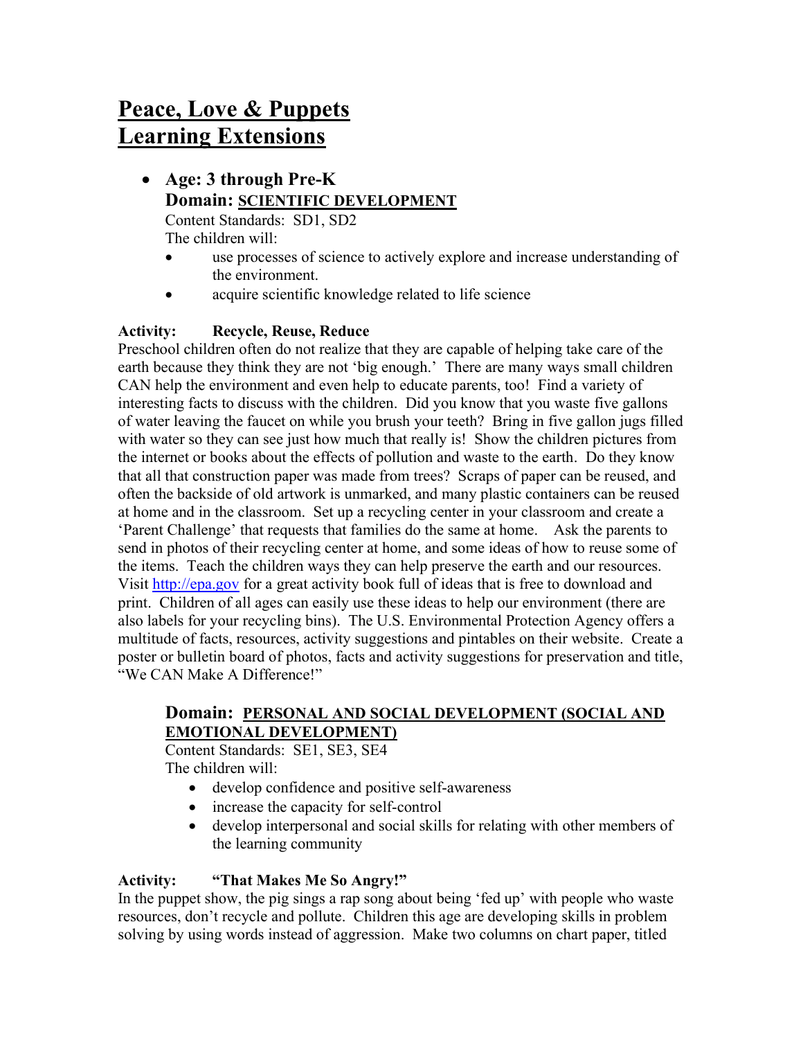# Peace, Love & Puppets
# Learning Extensions

- **Age: 3 through Pre-K**
  **Domain: SCIENTIFIC DEVELOPMENT**
  Content Standards: SD1, SD2
  The children will:
  - use processes of science to actively explore and increase understanding of the environment.
  - acquire scientific knowledge related to life science

**Activity: Recycle, Reuse, Reduce**

Preschool children often do not realize that they are capable of helping take care of the earth because they think they are not 'big enough.' There are many ways small children CAN help the environment and even help to educate parents, too! Find a variety of interesting facts to discuss with the children. Did you know that you waste five gallons of water leaving the faucet on while you brush your teeth? Bring in five gallon jugs filled with water so they can see just how much that really is! Show the children pictures from the internet or books about the effects of pollution and waste to the earth. Do they know that all that construction paper was made from trees? Scraps of paper can be reused, and often the backside of old artwork is unmarked, and many plastic containers can be reused at home and in the classroom. Set up a recycling center in your classroom and create a 'Parent Challenge' that requests that families do the same at home. Ask the parents to send in photos of their recycling center at home, and some ideas of how to reuse some of the items. Teach the children ways they can help preserve the earth and our resources. Visit http://epa.gov for a great activity book full of ideas that is free to download and print. Children of all ages can easily use these ideas to help our environment (there are also labels for your recycling bins). The U.S. Environmental Protection Agency offers a multitude of facts, resources, activity suggestions and pintables on their website. Create a poster or bulletin board of photos, facts and activity suggestions for preservation and title, "We CAN Make A Difference!"

**Domain: PERSONAL AND SOCIAL DEVELOPMENT (SOCIAL AND EMOTIONAL DEVELOPMENT)**
Content Standards: SE1, SE3, SE4
The children will:
- develop confidence and positive self-awareness
- increase the capacity for self-control
- develop interpersonal and social skills for relating with other members of the learning community

**Activity: "That Makes Me So Angry!"**

In the puppet show, the pig sings a rap song about being 'fed up' with people who waste resources, don't recycle and pollute. Children this age are developing skills in problem solving by using words instead of aggression. Make two columns on chart paper, titled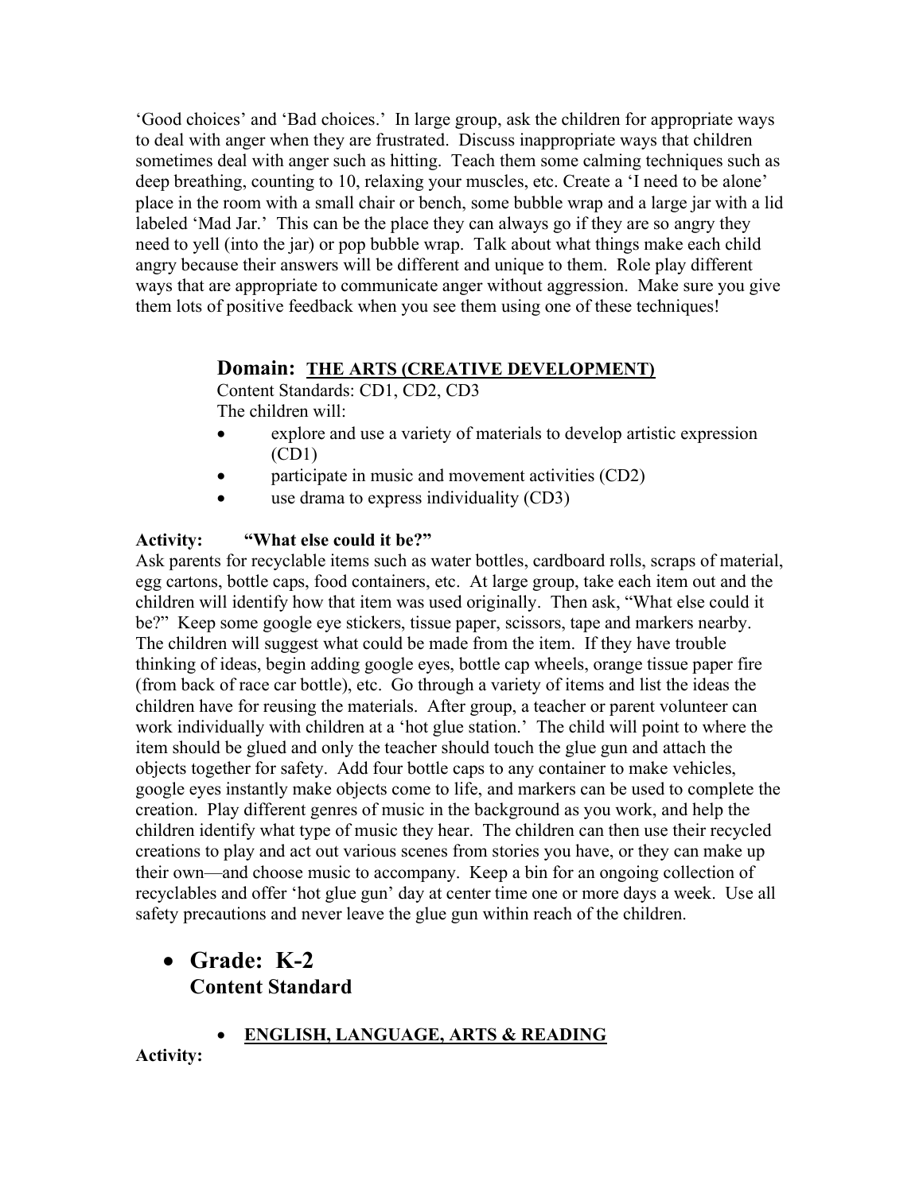'Good choices' and 'Bad choices.' In large group, ask the children for appropriate ways to deal with anger when they are frustrated. Discuss inappropriate ways that children sometimes deal with anger such as hitting. Teach them some calming techniques such as deep breathing, counting to 10, relaxing your muscles, etc. Create a 'I need to be alone' place in the room with a small chair or bench, some bubble wrap and a large jar with a lid labeled 'Mad Jar.' This can be the place they can always go if they are so angry they need to yell (into the jar) or pop bubble wrap. Talk about what things make each child angry because their answers will be different and unique to them. Role play different ways that are appropriate to communicate anger without aggression. Make sure you give them lots of positive feedback when you see them using one of these techniques!

### Domain: <u>THE ARTS (CREATIVE DEVELOPMENT)</u>

Content Standards: CD1, CD2, CD3

The children will:

- explore and use a variety of materials to develop artistic expression (CD1)
- participate in music and movement activities (CD2)
- use drama to express individuality (CD3)

**Activity: "What else could it be?"**

Ask parents for recyclable items such as water bottles, cardboard rolls, scraps of material, egg cartons, bottle caps, food containers, etc. At large group, take each item out and the children will identify how that item was used originally. Then ask, "What else could it be?" Keep some google eye stickers, tissue paper, scissors, tape and markers nearby. The children will suggest what could be made from the item. If they have trouble thinking of ideas, begin adding google eyes, bottle cap wheels, orange tissue paper fire (from back of race car bottle), etc. Go through a variety of items and list the ideas the children have for reusing the materials. After group, a teacher or parent volunteer can work individually with children at a 'hot glue station.' The child will point to where the item should be glued and only the teacher should touch the glue gun and attach the objects together for safety. Add four bottle caps to any container to make vehicles, google eyes instantly make objects come to life, and markers can be used to complete the creation. Play different genres of music in the background as you work, and help the children identify what type of music they hear. The children can then use their recycled creations to play and act out various scenes from stories you have, or they can make up their own—and choose music to accompany. Keep a bin for an ongoing collection of recyclables and offer 'hot glue gun' day at center time one or more days a week. Use all safety precautions and never leave the glue gun within reach of the children.

- ## Grade: K-2
  ## Content Standard

  - **<u>ENGLISH, LANGUAGE, ARTS & READING</u>**

**Activity:**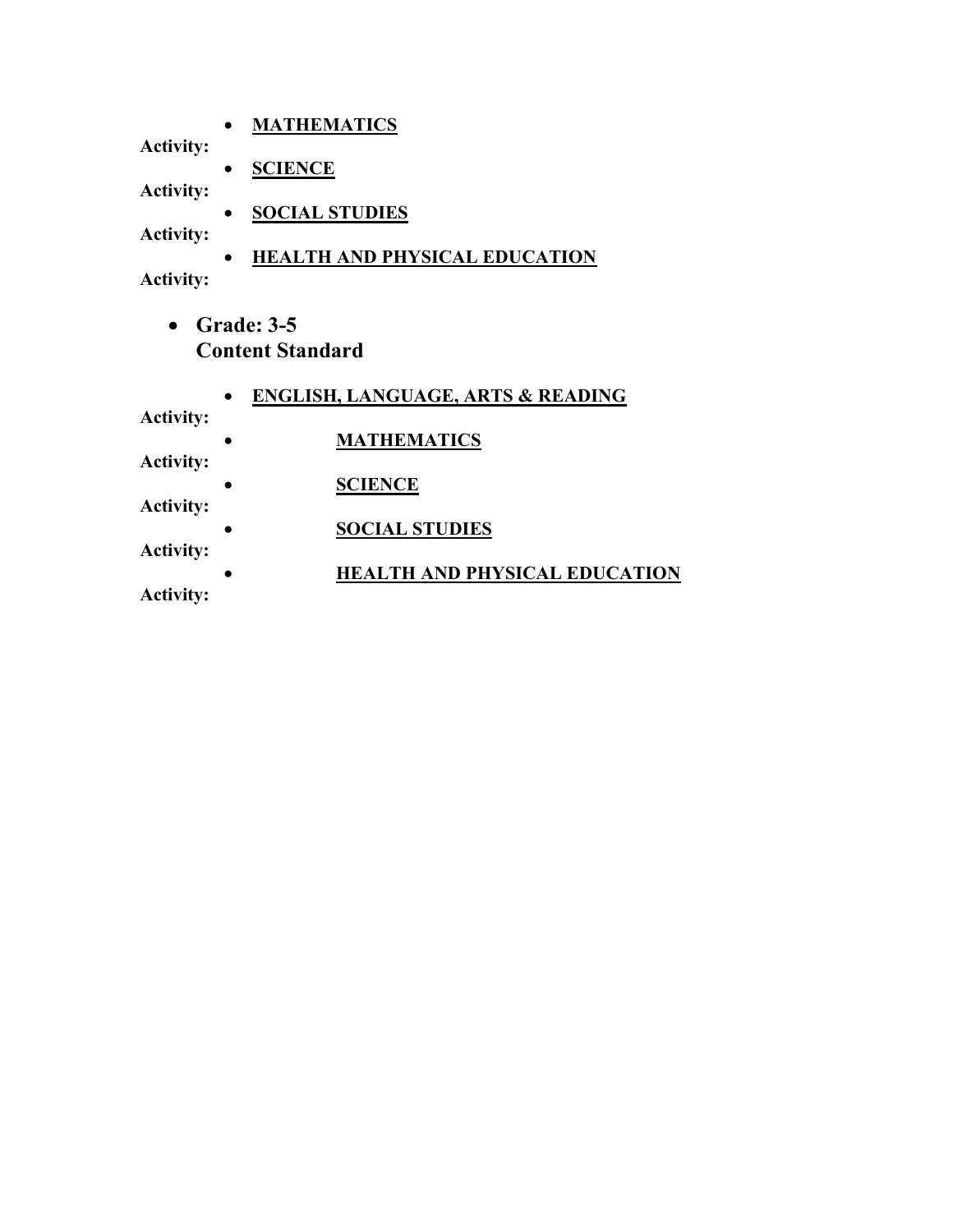- **MATHEMATICS**

**Activity:**

- **SCIENCE**

**Activity:**

- **SOCIAL STUDIES**

**Activity:**

- **HEALTH AND PHYSICAL EDUCATION**

**Activity:**

- **Grade: 3-5**
  **Content Standard**

- **ENGLISH, LANGUAGE, ARTS & READING**

**Activity:**

- **MATHEMATICS**

**Activity:**

- **SCIENCE**

**Activity:**

- **SOCIAL STUDIES**

**Activity:**

- **HEALTH AND PHYSICAL EDUCATION**

**Activity:**